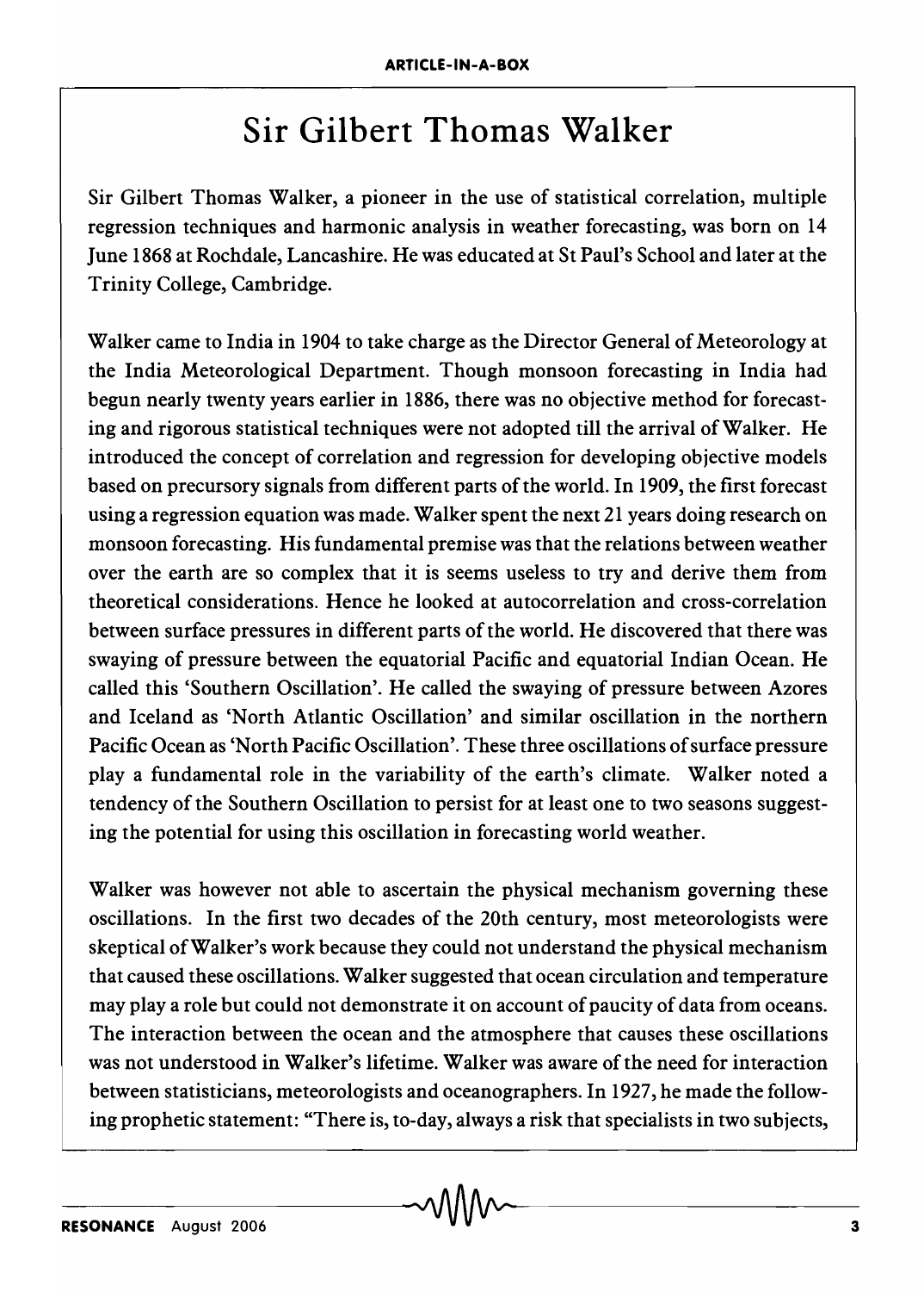# Sir Gilbert Thomas Walker

Sir Gilbert Thomas Walker, a pioneer in the use of statistical correlation, multiple regression techniques and harmonic analysis in weather forecasting, was born on 14 June 1868 at Rochdale, Lancashire. He was educated at St Paul's School and later at the Trinity College, Cambridge.

Walker came to India in 1904 to take charge as the Director General of Meteorology at the India Meteorological Department. Though monsoon forecasting in India had begun nearly twenty years earlier in 1886, there was no objective method for forecasting and rigorous statistical techniques were not adopted till the arrival of Walker. He introduced the concept of correlation and regression for developing objective models based on precursory signals from different parts of the world. In 1909, the first forecast using a regression equation was made. Walker spent the next 21 years doing research on monsoon forecasting. His fundamental premise was that the relations between weather over the earth are so complex that it is seems useless to try and derive them from theoretical considerations. Hence he looked at autocorrelation and cross-correlation between surface pressures in different parts of the world. He discovered that there was swaying of pressure between the equatorial Pacific and equatorial Indian Ocean. He called this 'Southern Oscillation'. He called the swaying of pressure between Azores and Iceland as 'North Atlantic Oscillation' and similar oscillation in the northern Pacific Ocean as 'North Pacific Oscillation'. These three oscillations of surface pressure play a fundamental role in the variability of the earth's climate. Walker noted a tendency of the Southern Oscillation to persist for at least one to two seasons suggesting the potential for using this oscillation in forecasting world weather.

Walker was however not able to ascertain the physical mechanism governing these oscillations. In the first two decades of the 20th century, most meteorologists were skeptical of Walker's work because they could not understand the physical mechanism that caused these oscillations. Walker suggested that ocean circulation and temperature may play a role but could not demonstrate it on account of paucity of data from oceans. The interaction between the ocean and the atmosphere that causes these oscillations was not understood in Walker's lifetime. Walker was aware of the need for interaction between statisticians, meteorologists and oceanographers. In 1927, he made the following prophetic statement: "There is, to-day, always a risk that specialists in two subjects,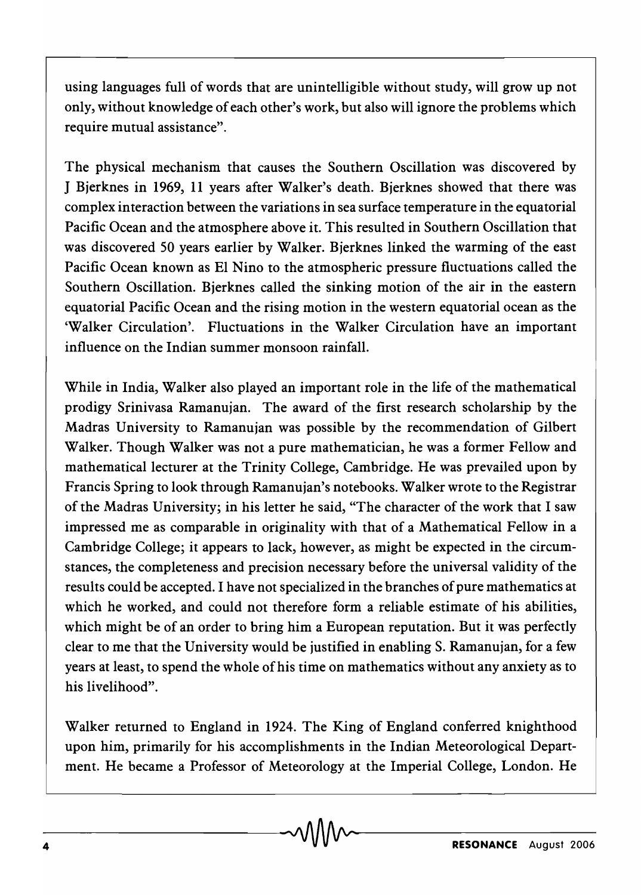using languages full of words that are unintelligible without study, will grow up not only, without knowledge of each other's work, but also will ignore the problems which require mutual assistance".

The physical mechanism that causes the Southern Oscillation was discovered by J Bjerknes in 1969, 11 years after Walker's death. Bjerknes showed that there was complex interaction between the variations in sea surface temperature in the equatorial Pacific Ocean and the atmosphere above it. This resulted in Southern Oscillation that was discovered 50 years earlier by Walker. Bjerknes linked the warming of the east Pacific Ocean known as El Nino to the atmospheric pressure fluctuations called the Southern Oscillation. Bjerknes called the sinking motion of the air in the eastern equatorial Pacific Ocean and the rising motion in the western equatorial ocean as the 'Walker Circulation'. Fluctuations in the Walker Circulation have an important influence on the Indian summer monsoon rainfall.

While in India, Walker also played an important role in the life of the mathematical prodigy Srinivasa Ramanujan. The award of the first research scholarship by the Madras University to Ramanujan was possible by the recommendation of Gilbert Walker. Though Walker was not a pure mathematician, he was a former Fellow and mathematical lecturer at the Trinity College, Cambridge. He was prevailed upon by Francis Spring to look through Ramanujan's notebooks. Walker wrote to the Registrar of the Madras University; in his letter he said, "The character of the work that I saw impressed me as comparable in originality with that of a Mathematical Fellow in a Cambridge College; it appears to lack, however, as might be expected in the circumstances, the completeness and precision necessary before the universal validity of the results could be accepted. I have not specialized in the branches of pure mathematics at which he worked, and could not therefore form a reliable estimate of his abilities, which might be of an order to bring him a European reputation. But it was perfectly clear to me that the University would be justified in enabling S. Ramanujan, for a few years at least, to spend the whole of his time on mathematics without any anxiety as to his livelihood".

Walker returned to England in 1924. The King of England conferred knighthood upon him, primarily for his accomplishments in the Indian Meteorological Department. He became a Professor of Meteorology at the Imperial College, London. He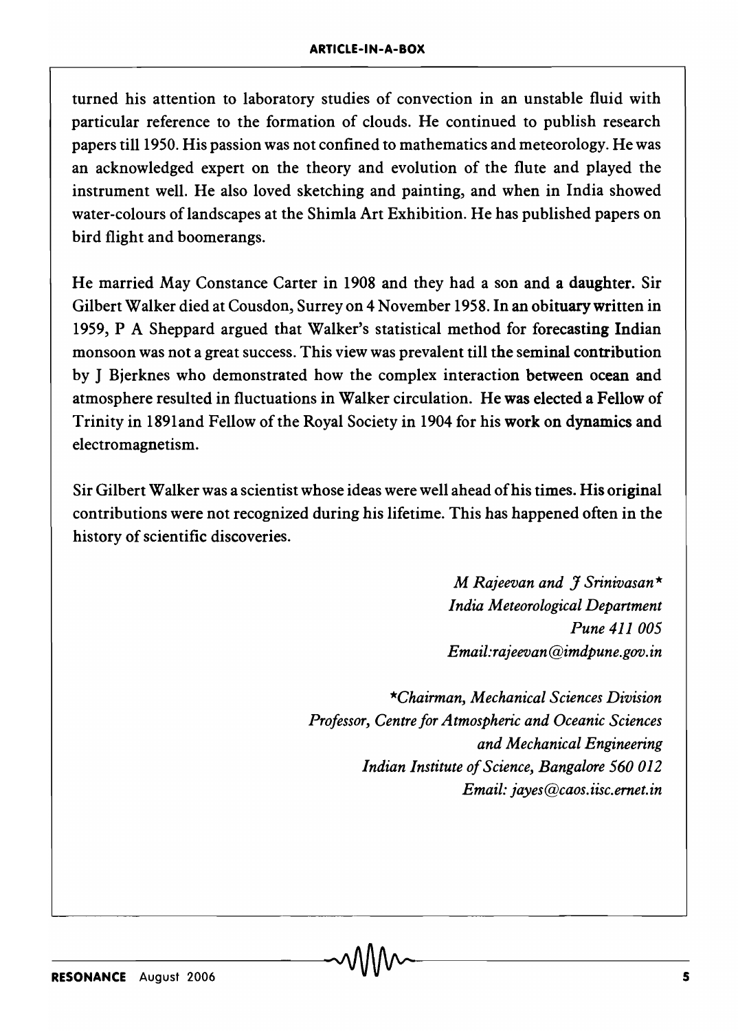turned his attention to laboratory studies of convection in an unstable fluid with particular reference to the formation of clouds. He continued to publish research papers till 1950. His passion was not confined to mathematics and meteorology. He was an acknowledged expert on the theory and evolution of the flute and played the instrument well. He also loved sketching and painting, and when in India showed water-colours of landscapes at the Shimla Art Exhibition. He has published papers on bird flight and boomerangs.

He married May Constance Carter in 1908 and they had a son and a daughter. Sir Gilbert Walker died at Cousdon, Surrey on 4 November 1958. In an obituary written in 1959, P A Sheppard argued that Walker's statistical method for forecasting Indian monsoon was not a great success. This view was prevalent till the seminal contribution by J Bjerknes who demonstrated how the complex interaction between ocean and atmosphere resulted in fluctuations in Walker circulation. He was elected a Fellow of Trinity in 1891and Fellow of the Royal Society in 1904 for his work on dynamics and electromagnetism.

Sir Gilbert Walker was a scientist whose ideas were well ahead of his times. His original contributions were not recognized during his lifetime. This has happened often in the history of scientific discoveries.

*M Rajeevan and J Srinivasan\**
*India Meteorological Department*
*Pune 411 005*
*Email:rajeevan@imdpune.gov.in*

*\*Chairman, Mechanical Sciences Division*
*Professor, Centre for Atmospheric and Oceanic Sciences and Mechanical Engineering*
*Indian Institute of Science, Bangalore 560 012*
*Email: jayes@caos.iisc.ernet.in*